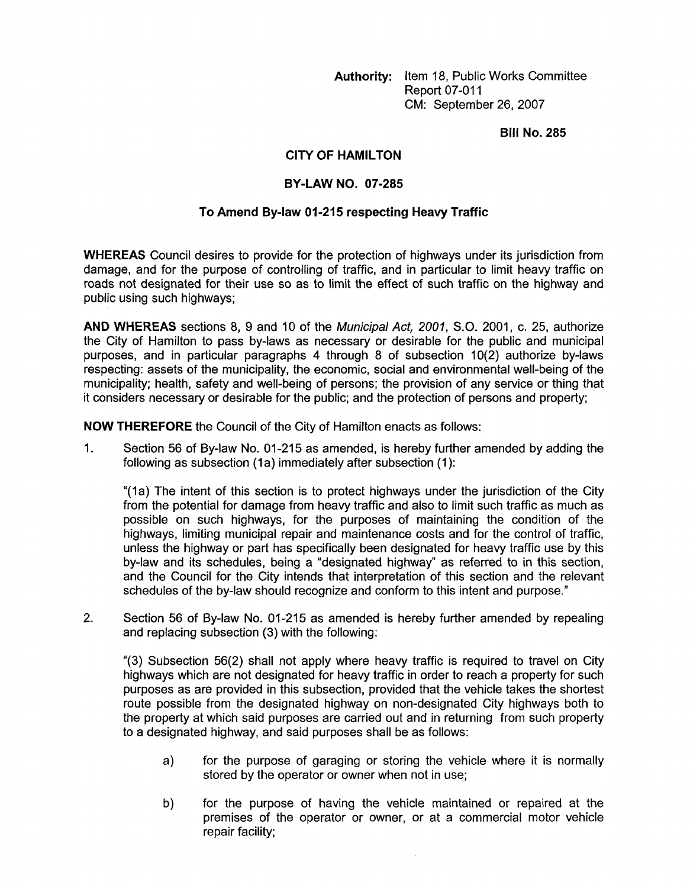**Authority:** Item 18, Public Works Committee
Report 07-011
CM: September 26, 2007

**Bill No. 285**

**CITY OF HAMILTON**

**BY-LAW NO. 07-285**

**To Amend By-law 01-215 respecting Heavy Traffic**

**WHEREAS** Council desires to provide for the protection of highways under its jurisdiction from damage, and for the purpose of controlling of traffic, and in particular to limit heavy traffic on roads not designated for their use so as to limit the effect of such traffic on the highway and public using such highways;

**AND WHEREAS** sections 8, 9 and 10 of the *Municipal Act, 2001*, S.O. 2001, c. 25, authorize the City of Hamilton to pass by-laws as necessary or desirable for the public and municipal purposes, and in particular paragraphs 4 through 8 of subsection 10(2) authorize by-laws respecting: assets of the municipality, the economic, social and environmental well-being of the municipality; health, safety and well-being of persons; the provision of any service or thing that it considers necessary or desirable for the public; and the protection of persons and property;

**NOW THEREFORE** the Council of the City of Hamilton enacts as follows:

1. Section 56 of By-law No. 01-215 as amended, is hereby further amended by adding the following as subsection (1a) immediately after subsection (1):

   "(1a) The intent of this section is to protect highways under the jurisdiction of the City from the potential for damage from heavy traffic and also to limit such traffic as much as possible on such highways, for the purposes of maintaining the condition of the highways, limiting municipal repair and maintenance costs and for the control of traffic, unless the highway or part has specifically been designated for heavy traffic use by this by-law and its schedules, being a "designated highway" as referred to in this section, and the Council for the City intends that interpretation of this section and the relevant schedules of the by-law should recognize and conform to this intent and purpose."

2. Section 56 of By-law No. 01-215 as amended is hereby further amended by repealing and replacing subsection (3) with the following:

   "(3) Subsection 56(2) shall not apply where heavy traffic is required to travel on City highways which are not designated for heavy traffic in order to reach a property for such purposes as are provided in this subsection, provided that the vehicle takes the shortest route possible from the designated highway on non-designated City highways both to the property at which said purposes are carried out and in returning from such property to a designated highway, and said purposes shall be as follows:

   a) for the purpose of garaging or storing the vehicle where it is normally stored by the operator or owner when not in use;

   b) for the purpose of having the vehicle maintained or repaired at the premises of the operator or owner, or at a commercial motor vehicle repair facility;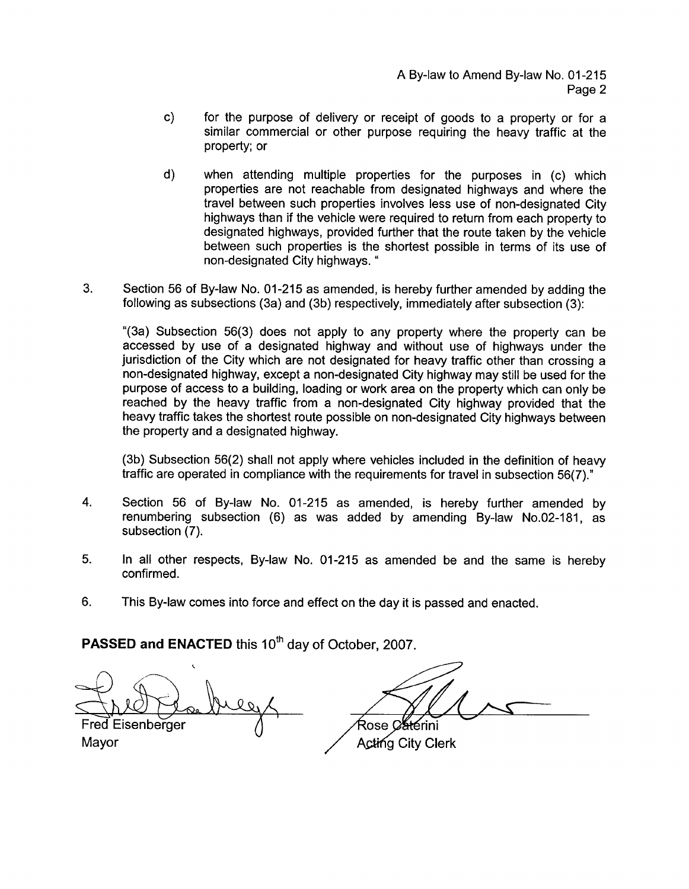c) for the purpose of delivery or receipt of goods to a property or for a similar commercial or other purpose requiring the heavy traffic at the property; or

d) when attending multiple properties for the purposes in (c) which properties are not reachable from designated highways and where the travel between such properties involves less use of non-designated City highways than if the vehicle were required to return from each property to designated highways, provided further that the route taken by the vehicle between such properties is the shortest possible in terms of its use of non-designated City highways. "

3. Section 56 of By-law No. 01-215 as amended, is hereby further amended by adding the following as subsections (3a) and (3b) respectively, immediately after subsection (3):

"(3a) Subsection 56(3) does not apply to any property where the property can be accessed by use of a designated highway and without use of highways under the jurisdiction of the City which are not designated for heavy traffic other than crossing a non-designated highway, except a non-designated City highway may still be used for the purpose of access to a building, loading or work area on the property which can only be reached by the heavy traffic from a non-designated City highway provided that the heavy traffic takes the shortest route possible on non-designated City highways between the property and a designated highway.

(3b) Subsection 56(2) shall not apply where vehicles included in the definition of heavy traffic are operated in compliance with the requirements for travel in subsection 56(7)."

4. Section 56 of By-law No. 01-215 as amended, is hereby further amended by renumbering subsection (6) as was added by amending By-law No.02-181, as subsection (7).

5. In all other respects, By-law No. 01-215 as amended be and the same is hereby confirmed.

6. This By-law comes into force and effect on the day it is passed and enacted.

**PASSED and ENACTED** this 10th day of October, 2007.

Fred Eisenberger
Mayor

Rose Caterini
Acting City Clerk